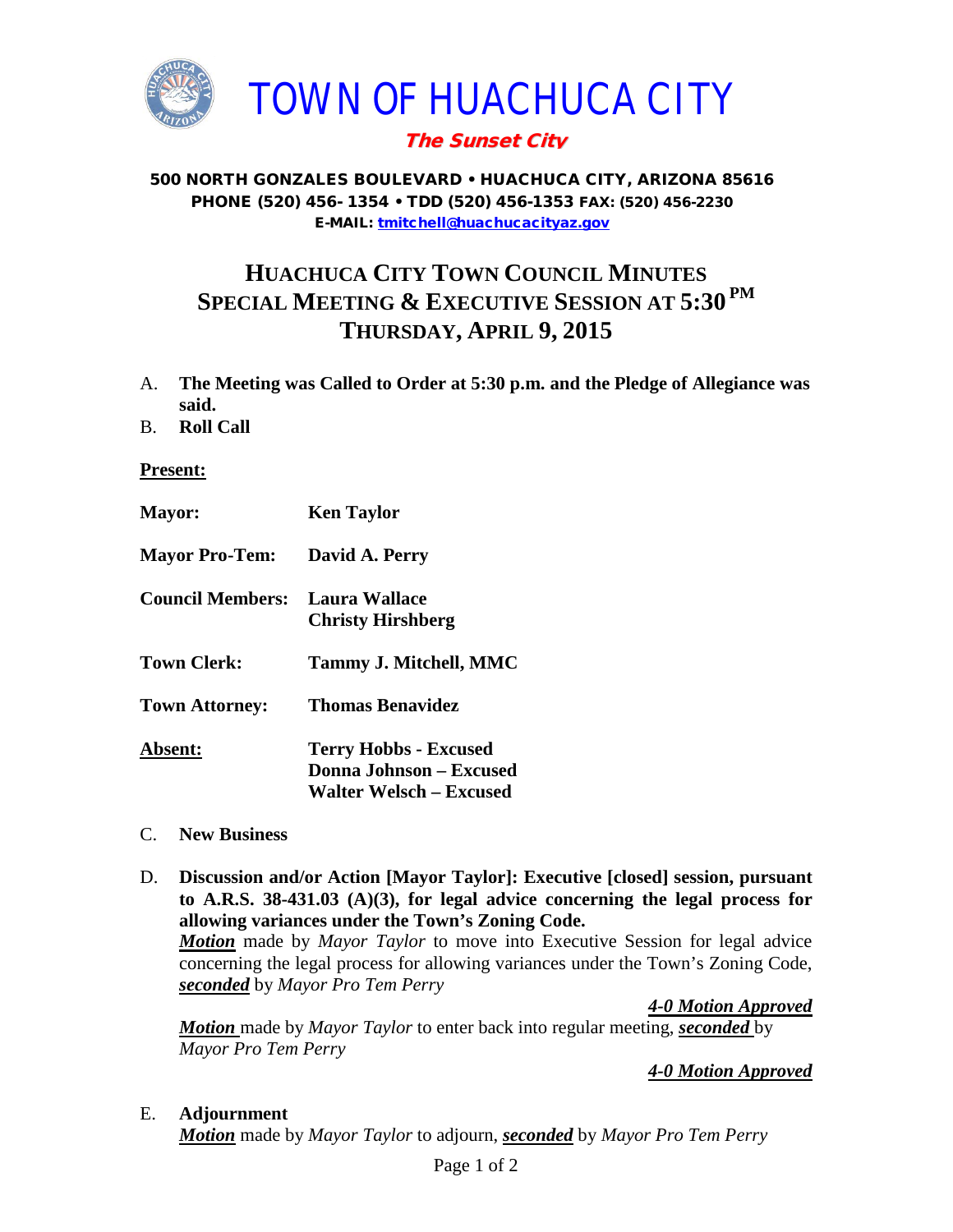# TOWN OF HUACHUCA CITY

***The Sunset City***

**500 NORTH GONZALES BOULEVARD • HUACHUCA CITY, ARIZONA 85616**
**PHONE (520) 456- 1354 • TDD (520) 456-1353 FAX: (520) 456-2230**
**E-MAIL: tmitchell@huachucacityaz.gov**

## HUACHUCA CITY TOWN COUNCIL MINUTES
## SPECIAL MEETING & EXECUTIVE SESSION AT 5:30 PM
## THURSDAY, APRIL 9, 2015

A. **The Meeting was Called to Order at 5:30 p.m. and the Pledge of Allegiance was said.**

B. **Roll Call**

**Present:**

| | |
|---|---|
| **Mayor:** | **Ken Taylor** |
| **Mayor Pro-Tem:** | **David A. Perry** |
| **Council Members:** | **Laura Wallace**<br>**Christy Hirshberg** |
| **Town Clerk:** | **Tammy J. Mitchell, MMC** |
| **Town Attorney:** | **Thomas Benavidez** |
| **Absent:** | **Terry Hobbs - Excused**<br>**Donna Johnson – Excused**<br>**Walter Welsch – Excused** |

C. **New Business**

D. **Discussion and/or Action [Mayor Taylor]: Executive [closed] session, pursuant to A.R.S. 38-431.03 (A)(3), for legal advice concerning the legal process for allowing variances under the Town's Zoning Code.**

***Motion*** made by *Mayor Taylor* to move into Executive Session for legal advice concerning the legal process for allowing variances under the Town's Zoning Code, ***seconded*** by *Mayor Pro Tem Perry*

***4-0 Motion Approved***

***Motion*** made by *Mayor Taylor* to enter back into regular meeting, ***seconded*** by *Mayor Pro Tem Perry*

***4-0 Motion Approved***

E. **Adjournment**

***Motion*** made by *Mayor Taylor* to adjourn, ***seconded*** by *Mayor Pro Tem Perry*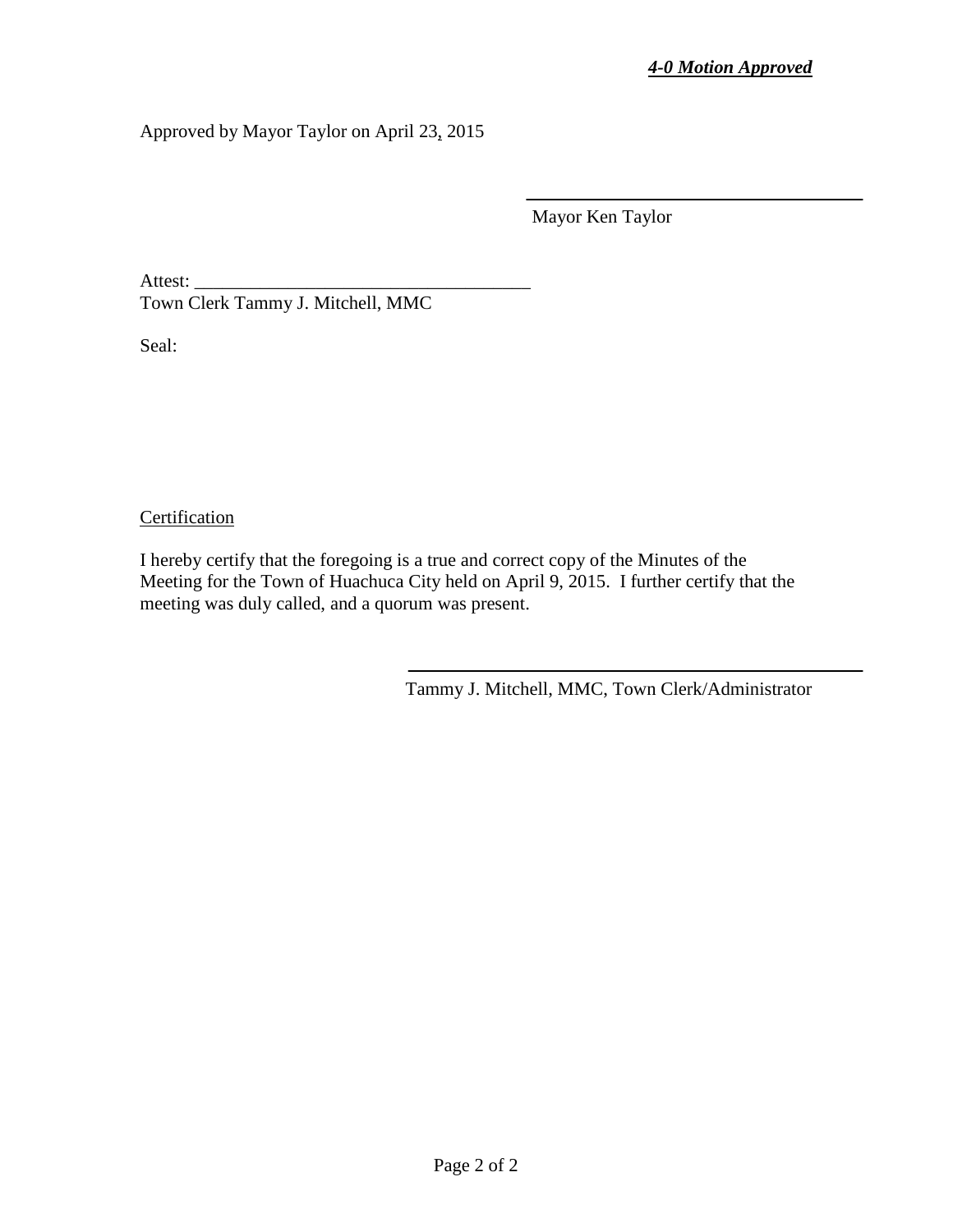***4-0 Motion Approved***

Approved by Mayor Taylor on April 23, 2015

_________________________________
Mayor Ken Taylor

Attest: ____________________________________
Town Clerk Tammy J. Mitchell, MMC

Seal:

Certification

I hereby certify that the foregoing is a true and correct copy of the Minutes of the Meeting for the Town of Huachuca City held on April 9, 2015. I further certify that the meeting was duly called, and a quorum was present.

_________________________________________
Tammy J. Mitchell, MMC, Town Clerk/Administrator